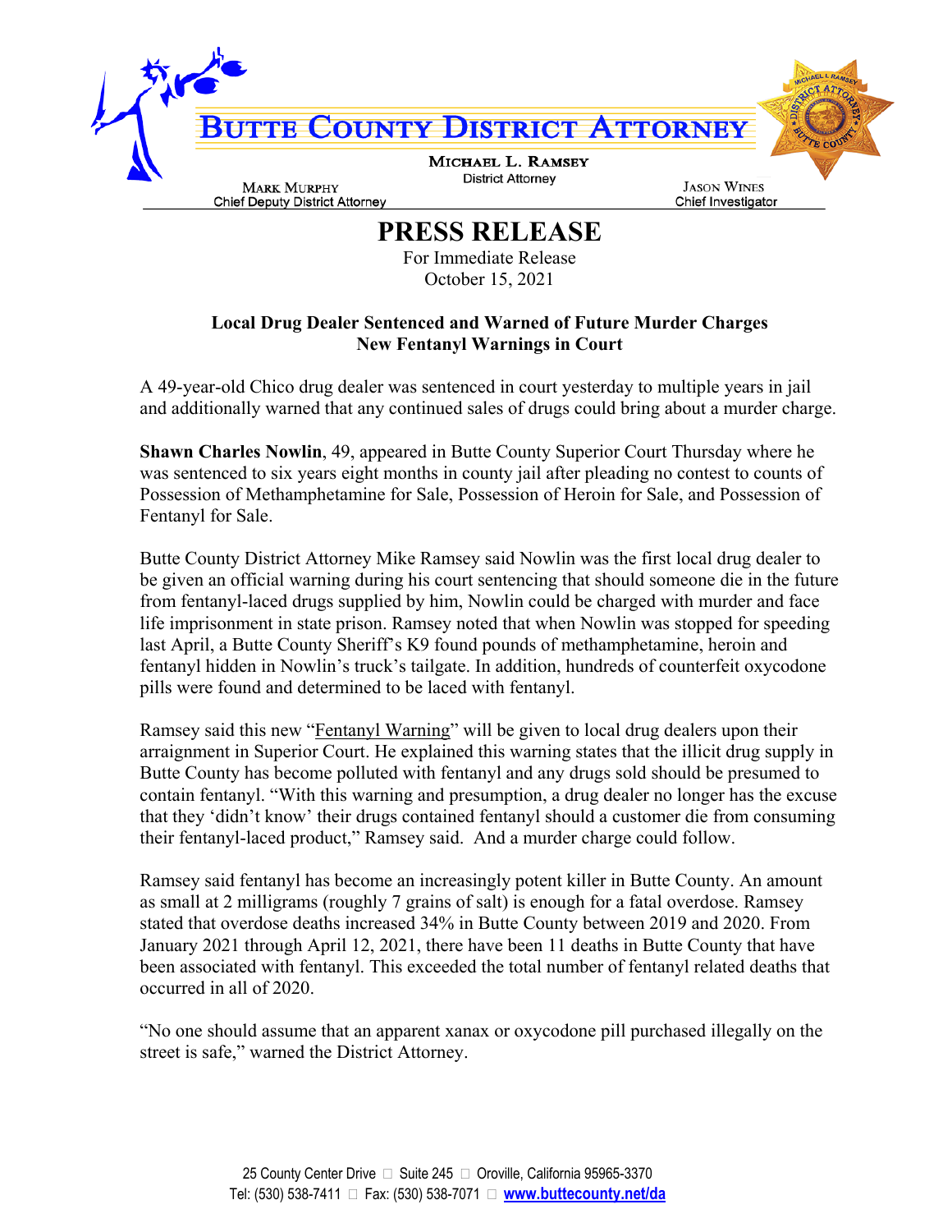# Butte County District Attorney

**Michael L. Ramsey**
District Attorney

**Mark Murphy**
Chief Deputy District Attorney

**Jason Wines**
Chief Investigator

# PRESS RELEASE

For Immediate Release
October 15, 2021

**Local Drug Dealer Sentenced and Warned of Future Murder Charges**
**New Fentanyl Warnings in Court**

A 49-year-old Chico drug dealer was sentenced in court yesterday to multiple years in jail and additionally warned that any continued sales of drugs could bring about a murder charge.

**Shawn Charles Nowlin**, 49, appeared in Butte County Superior Court Thursday where he was sentenced to six years eight months in county jail after pleading no contest to counts of Possession of Methamphetamine for Sale, Possession of Heroin for Sale, and Possession of Fentanyl for Sale.

Butte County District Attorney Mike Ramsey said Nowlin was the first local drug dealer to be given an official warning during his court sentencing that should someone die in the future from fentanyl-laced drugs supplied by him, Nowlin could be charged with murder and face life imprisonment in state prison. Ramsey noted that when Nowlin was stopped for speeding last April, a Butte County Sheriff's K9 found pounds of methamphetamine, heroin and fentanyl hidden in Nowlin's truck's tailgate. In addition, hundreds of counterfeit oxycodone pills were found and determined to be laced with fentanyl.

Ramsey said this new "Fentanyl Warning" will be given to local drug dealers upon their arraignment in Superior Court. He explained this warning states that the illicit drug supply in Butte County has become polluted with fentanyl and any drugs sold should be presumed to contain fentanyl. "With this warning and presumption, a drug dealer no longer has the excuse that they 'didn't know' their drugs contained fentanyl should a customer die from consuming their fentanyl-laced product," Ramsey said. And a murder charge could follow.

Ramsey said fentanyl has become an increasingly potent killer in Butte County. An amount as small at 2 milligrams (roughly 7 grains of salt) is enough for a fatal overdose. Ramsey stated that overdose deaths increased 34% in Butte County between 2019 and 2020. From January 2021 through April 12, 2021, there have been 11 deaths in Butte County that have been associated with fentanyl. This exceeded the total number of fentanyl related deaths that occurred in all of 2020.

"No one should assume that an apparent xanax or oxycodone pill purchased illegally on the street is safe," warned the District Attorney.

25 County Center Drive ▫ Suite 245 ▫ Oroville, California 95965-3370
Tel: (530) 538-7411 ▫ Fax: (530) 538-7071 ▫ **www.buttecounty.net/da**